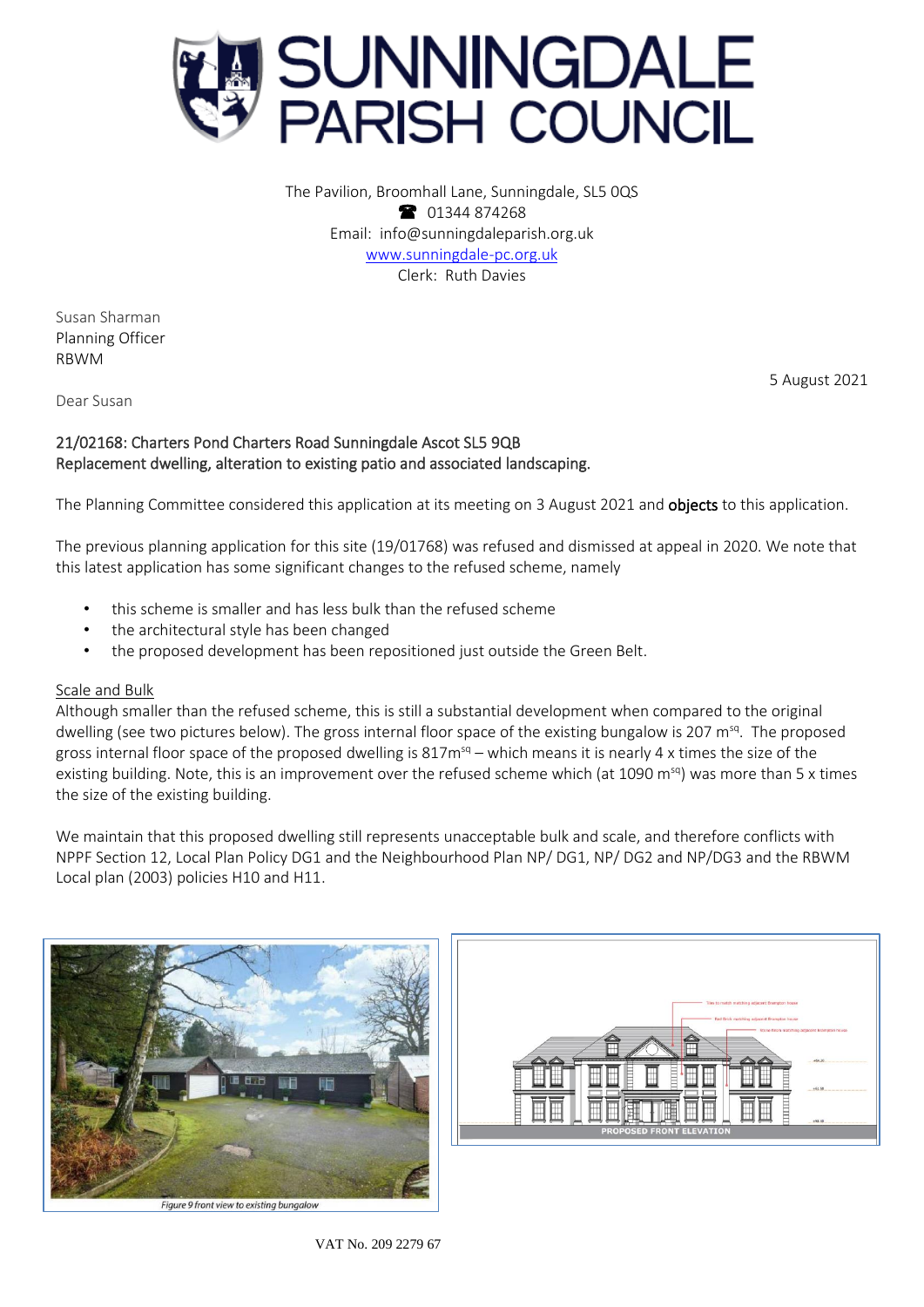# SUNNINGDALE PARISH COUNCIL

The Pavilion, Broomhall Lane, Sunningdale, SL5 0QS
☎ 01344 874268
Email: info@sunningdaleparish.org.uk
www.sunningdale-pc.org.uk
Clerk: Ruth Davies

Susan Sharman
Planning Officer
RBWM

5 August 2021

Dear Susan

**21/02168: Charters Pond Charters Road Sunningdale Ascot SL5 9QB**
**Replacement dwelling, alteration to existing patio and associated landscaping.**

The Planning Committee considered this application at its meeting on 3 August 2021 and **objects** to this application.

The previous planning application for this site (19/01768) was refused and dismissed at appeal in 2020. We note that this latest application has some significant changes to the refused scheme, namely

- this scheme is smaller and has less bulk than the refused scheme
- the architectural style has been changed
- the proposed development has been repositioned just outside the Green Belt.

Scale and Bulk

Although smaller than the refused scheme, this is still a substantial development when compared to the original dwelling (see two pictures below). The gross internal floor space of the existing bungalow is 207 m$^{sq}$. The proposed gross internal floor space of the proposed dwelling is 817m$^{sq}$ – which means it is nearly 4 x times the size of the existing building. Note, this is an improvement over the refused scheme which (at 1090 m$^{sq}$) was more than 5 x times the size of the existing building.

We maintain that this proposed dwelling still represents unacceptable bulk and scale, and therefore conflicts with NPPF Section 12, Local Plan Policy DG1 and the Neighbourhood Plan NP/ DG1, NP/ DG2 and NP/DG3 and the RBWM Local plan (2003) policies H10 and H11.

Figure 9 front view to existing bungalow

PROPOSED FRONT ELEVATION

VAT No. 209 2279 67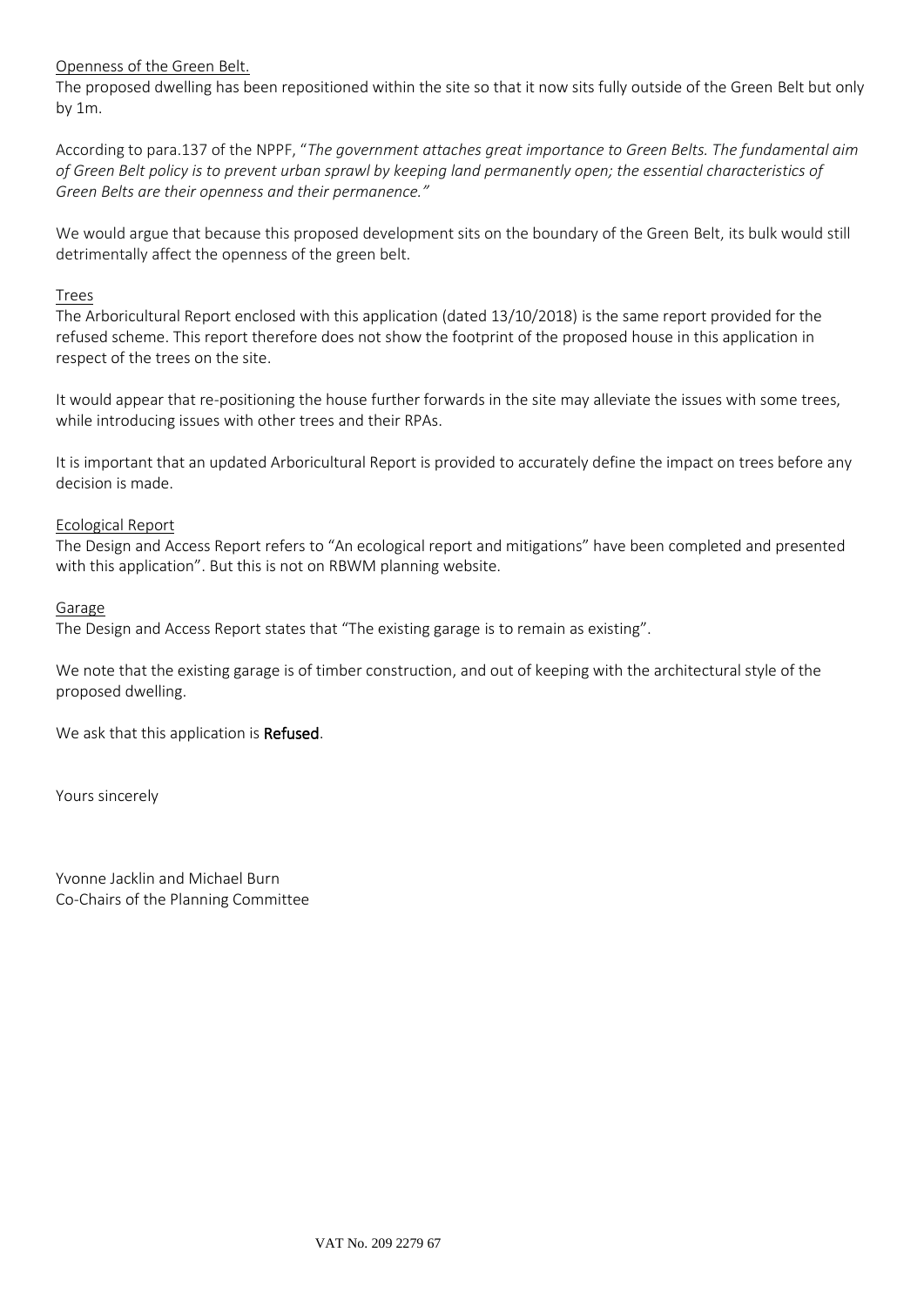Openness of the Green Belt.

The proposed dwelling has been repositioned within the site so that it now sits fully outside of the Green Belt but only by 1m.

According to para.137 of the NPPF, "*The government attaches great importance to Green Belts. The fundamental aim of Green Belt policy is to prevent urban sprawl by keeping land permanently open; the essential characteristics of Green Belts are their openness and their permanence."*

We would argue that because this proposed development sits on the boundary of the Green Belt, its bulk would still detrimentally affect the openness of the green belt.

Trees

The Arboricultural Report enclosed with this application (dated 13/10/2018) is the same report provided for the refused scheme. This report therefore does not show the footprint of the proposed house in this application in respect of the trees on the site.

It would appear that re-positioning the house further forwards in the site may alleviate the issues with some trees, while introducing issues with other trees and their RPAs.

It is important that an updated Arboricultural Report is provided to accurately define the impact on trees before any decision is made.

Ecological Report

The Design and Access Report refers to "An ecological report and mitigations" have been completed and presented with this application". But this is not on RBWM planning website.

Garage

The Design and Access Report states that "The existing garage is to remain as existing".

We note that the existing garage is of timber construction, and out of keeping with the architectural style of the proposed dwelling.

We ask that this application is **Refused**.

Yours sincerely

Yvonne Jacklin and Michael Burn
Co-Chairs of the Planning Committee

VAT No. 209 2279 67